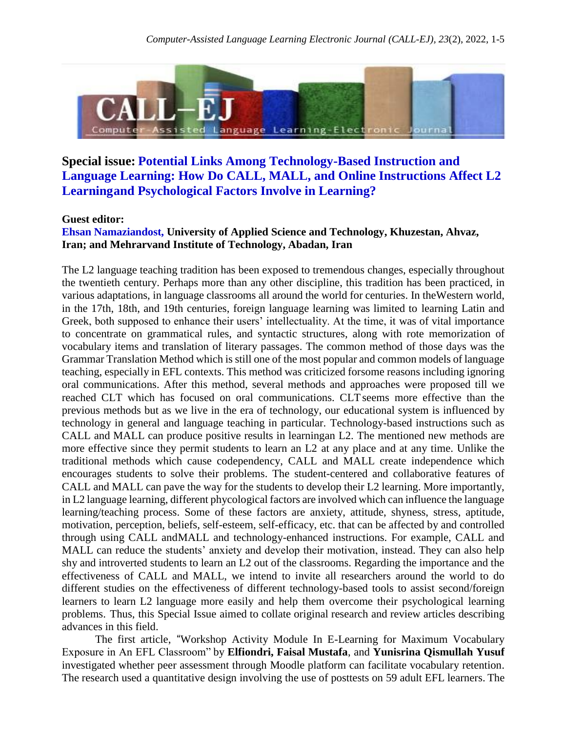## Special issue: Potential Links Among Technology-Based Instruction and Language Learning: How Do CALL, MALL, and Online Instructions Affect L2 Learningand Psychological Factors Involve in Learning?

**Guest editor:**
**Ehsan Namaziandost, University of Applied Science and Technology, Khuzestan, Ahvaz, Iran; and Mehrarvand Institute of Technology, Abadan, Iran**

The L2 language teaching tradition has been exposed to tremendous changes, especially throughout the twentieth century. Perhaps more than any other discipline, this tradition has been practiced, in various adaptations, in language classrooms all around the world for centuries. In theWestern world, in the 17th, 18th, and 19th centuries, foreign language learning was limited to learning Latin and Greek, both supposed to enhance their users' intellectuality. At the time, it was of vital importance to concentrate on grammatical rules, and syntactic structures, along with rote memorization of vocabulary items and translation of literary passages. The common method of those days was the Grammar Translation Method which is still one of the most popular and common models of language teaching, especially in EFL contexts. This method was criticized forsome reasons including ignoring oral communications. After this method, several methods and approaches were proposed till we reached CLT which has focused on oral communications. CLTseems more effective than the previous methods but as we live in the era of technology, our educational system is influenced by technology in general and language teaching in particular. Technology-based instructions such as CALL and MALL can produce positive results in learningan L2. The mentioned new methods are more effective since they permit students to learn an L2 at any place and at any time. Unlike the traditional methods which cause codependency, CALL and MALL create independence which encourages students to solve their problems. The student-centered and collaborative features of CALL and MALL can pave the way for the students to develop their L2 learning. More importantly, in L2 language learning, different phycological factors are involved which can influence the language learning/teaching process. Some of these factors are anxiety, attitude, shyness, stress, aptitude, motivation, perception, beliefs, self-esteem, self-efficacy, etc. that can be affected by and controlled through using CALL andMALL and technology-enhanced instructions. For example, CALL and MALL can reduce the students' anxiety and develop their motivation, instead. They can also help shy and introverted students to learn an L2 out of the classrooms. Regarding the importance and the effectiveness of CALL and MALL, we intend to invite all researchers around the world to do different studies on the effectiveness of different technology-based tools to assist second/foreign learners to learn L2 language more easily and help them overcome their psychological learning problems. Thus, this Special Issue aimed to collate original research and review articles describing advances in this field.

The first article, "Workshop Activity Module In E-Learning for Maximum Vocabulary Exposure in An EFL Classroom" by **Elfiondri, Faisal Mustafa**, and **Yunisrina Qismullah Yusuf** investigated whether peer assessment through Moodle platform can facilitate vocabulary retention. The research used a quantitative design involving the use of posttests on 59 adult EFL learners. The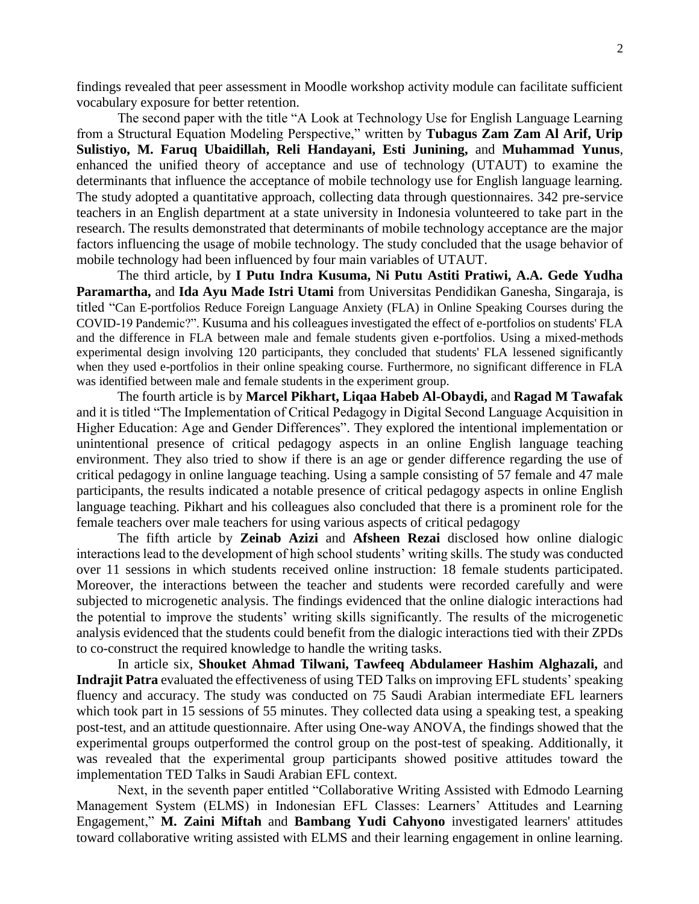findings revealed that peer assessment in Moodle workshop activity module can facilitate sufficient vocabulary exposure for better retention.

The second paper with the title "A Look at Technology Use for English Language Learning from a Structural Equation Modeling Perspective," written by **Tubagus Zam Zam Al Arif, Urip Sulistiyo, M. Faruq Ubaidillah, Reli Handayani, Esti Junining,** and **Muhammad Yunus**, enhanced the unified theory of acceptance and use of technology (UTAUT) to examine the determinants that influence the acceptance of mobile technology use for English language learning. The study adopted a quantitative approach, collecting data through questionnaires. 342 pre-service teachers in an English department at a state university in Indonesia volunteered to take part in the research. The results demonstrated that determinants of mobile technology acceptance are the major factors influencing the usage of mobile technology. The study concluded that the usage behavior of mobile technology had been influenced by four main variables of UTAUT.

The third article, by **I Putu Indra Kusuma, Ni Putu Astiti Pratiwi, A.A. Gede Yudha Paramartha,** and **Ida Ayu Made Istri Utami** from Universitas Pendidikan Ganesha, Singaraja, is titled "Can E-portfolios Reduce Foreign Language Anxiety (FLA) in Online Speaking Courses during the COVID-19 Pandemic?". Kusuma and his colleagues investigated the effect of e-portfolios on students' FLA and the difference in FLA between male and female students given e-portfolios. Using a mixed-methods experimental design involving 120 participants, they concluded that students' FLA lessened significantly when they used e-portfolios in their online speaking course. Furthermore, no significant difference in FLA was identified between male and female students in the experiment group.

The fourth article is by **Marcel Pikhart, Liqaa Habeb Al-Obaydi,** and **Ragad M Tawafak** and it is titled "The Implementation of Critical Pedagogy in Digital Second Language Acquisition in Higher Education: Age and Gender Differences". They explored the intentional implementation or unintentional presence of critical pedagogy aspects in an online English language teaching environment. They also tried to show if there is an age or gender difference regarding the use of critical pedagogy in online language teaching. Using a sample consisting of 57 female and 47 male participants, the results indicated a notable presence of critical pedagogy aspects in online English language teaching. Pikhart and his colleagues also concluded that there is a prominent role for the female teachers over male teachers for using various aspects of critical pedagogy

The fifth article by **Zeinab Azizi** and **Afsheen Rezai** disclosed how online dialogic interactions lead to the development of high school students' writing skills. The study was conducted over 11 sessions in which students received online instruction: 18 female students participated. Moreover, the interactions between the teacher and students were recorded carefully and were subjected to microgenetic analysis. The findings evidenced that the online dialogic interactions had the potential to improve the students' writing skills significantly. The results of the microgenetic analysis evidenced that the students could benefit from the dialogic interactions tied with their ZPDs to co-construct the required knowledge to handle the writing tasks.

In article six, **Shouket Ahmad Tilwani, Tawfeeq Abdulameer Hashim Alghazali,** and **Indrajit Patra** evaluated the effectiveness of using TED Talks on improving EFL students' speaking fluency and accuracy. The study was conducted on 75 Saudi Arabian intermediate EFL learners which took part in 15 sessions of 55 minutes. They collected data using a speaking test, a speaking post-test, and an attitude questionnaire. After using One-way ANOVA, the findings showed that the experimental groups outperformed the control group on the post-test of speaking. Additionally, it was revealed that the experimental group participants showed positive attitudes toward the implementation TED Talks in Saudi Arabian EFL context.

Next, in the seventh paper entitled "Collaborative Writing Assisted with Edmodo Learning Management System (ELMS) in Indonesian EFL Classes: Learners' Attitudes and Learning Engagement," **M. Zaini Miftah** and **Bambang Yudi Cahyono** investigated learners' attitudes toward collaborative writing assisted with ELMS and their learning engagement in online learning.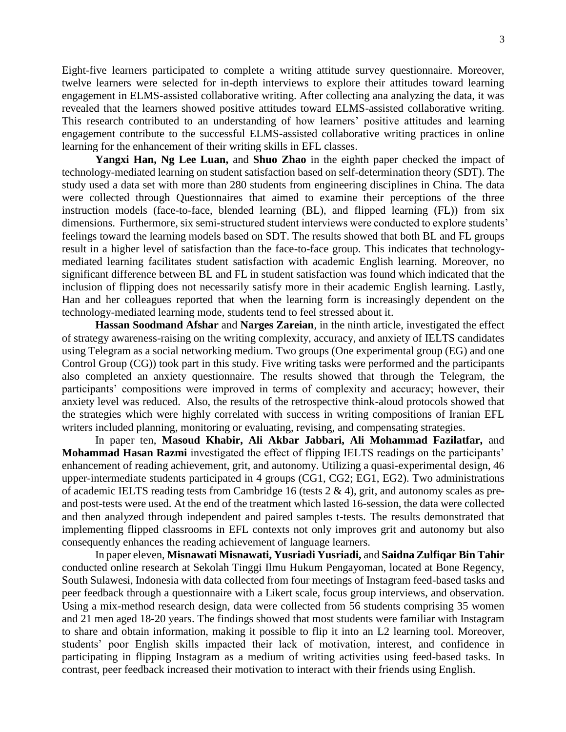Eight-five learners participated to complete a writing attitude survey questionnaire. Moreover, twelve learners were selected for in-depth interviews to explore their attitudes toward learning engagement in ELMS-assisted collaborative writing. After collecting ana analyzing the data, it was revealed that the learners showed positive attitudes toward ELMS-assisted collaborative writing. This research contributed to an understanding of how learners' positive attitudes and learning engagement contribute to the successful ELMS-assisted collaborative writing practices in online learning for the enhancement of their writing skills in EFL classes.

**Yangxi Han, Ng Lee Luan,** and **Shuo Zhao** in the eighth paper checked the impact of technology-mediated learning on student satisfaction based on self-determination theory (SDT). The study used a data set with more than 280 students from engineering disciplines in China. The data were collected through Questionnaires that aimed to examine their perceptions of the three instruction models (face-to-face, blended learning (BL), and flipped learning (FL)) from six dimensions. Furthermore, six semi-structured student interviews were conducted to explore students' feelings toward the learning models based on SDT. The results showed that both BL and FL groups result in a higher level of satisfaction than the face-to-face group. This indicates that technology-mediated learning facilitates student satisfaction with academic English learning. Moreover, no significant difference between BL and FL in student satisfaction was found which indicated that the inclusion of flipping does not necessarily satisfy more in their academic English learning. Lastly, Han and her colleagues reported that when the learning form is increasingly dependent on the technology-mediated learning mode, students tend to feel stressed about it.

**Hassan Soodmand Afshar** and **Narges Zareian**, in the ninth article, investigated the effect of strategy awareness-raising on the writing complexity, accuracy, and anxiety of IELTS candidates using Telegram as a social networking medium. Two groups (One experimental group (EG) and one Control Group (CG)) took part in this study. Five writing tasks were performed and the participants also completed an anxiety questionnaire. The results showed that through the Telegram, the participants' compositions were improved in terms of complexity and accuracy; however, their anxiety level was reduced. Also, the results of the retrospective think-aloud protocols showed that the strategies which were highly correlated with success in writing compositions of Iranian EFL writers included planning, monitoring or evaluating, revising, and compensating strategies.

In paper ten, **Masoud Khabir, Ali Akbar Jabbari, Ali Mohammad Fazilatfar,** and **Mohammad Hasan Razmi** investigated the effect of flipping IELTS readings on the participants' enhancement of reading achievement, grit, and autonomy. Utilizing a quasi-experimental design, 46 upper-intermediate students participated in 4 groups (CG1, CG2; EG1, EG2). Two administrations of academic IELTS reading tests from Cambridge 16 (tests 2 & 4), grit, and autonomy scales as pre- and post-tests were used. At the end of the treatment which lasted 16-session, the data were collected and then analyzed through independent and paired samples t-tests. The results demonstrated that implementing flipped classrooms in EFL contexts not only improves grit and autonomy but also consequently enhances the reading achievement of language learners.

In paper eleven, **Misnawati Misnawati, Yusriadi Yusriadi,** and **Saidna Zulfiqar Bin Tahir** conducted online research at Sekolah Tinggi Ilmu Hukum Pengayoman, located at Bone Regency, South Sulawesi, Indonesia with data collected from four meetings of Instagram feed-based tasks and peer feedback through a questionnaire with a Likert scale, focus group interviews, and observation. Using a mix-method research design, data were collected from 56 students comprising 35 women and 21 men aged 18-20 years. The findings showed that most students were familiar with Instagram to share and obtain information, making it possible to flip it into an L2 learning tool. Moreover, students' poor English skills impacted their lack of motivation, interest, and confidence in participating in flipping Instagram as a medium of writing activities using feed-based tasks. In contrast, peer feedback increased their motivation to interact with their friends using English.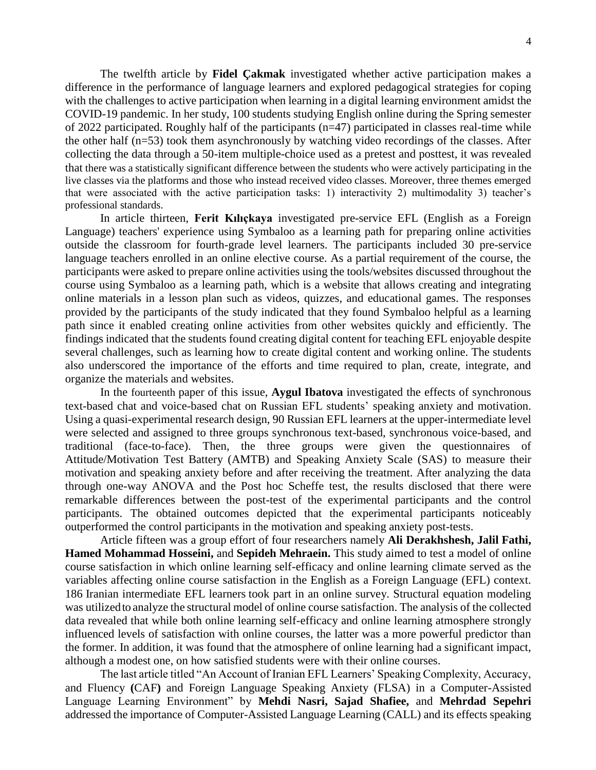The twelfth article by **Fidel Çakmak** investigated whether active participation makes a difference in the performance of language learners and explored pedagogical strategies for coping with the challenges to active participation when learning in a digital learning environment amidst the COVID-19 pandemic. In her study, 100 students studying English online during the Spring semester of 2022 participated. Roughly half of the participants (n=47) participated in classes real-time while the other half (n=53) took them asynchronously by watching video recordings of the classes. After collecting the data through a 50-item multiple-choice used as a pretest and posttest, it was revealed that there was a statistically significant difference between the students who were actively participating in the live classes via the platforms and those who instead received video classes. Moreover, three themes emerged that were associated with the active participation tasks: 1) interactivity 2) multimodality 3) teacher's professional standards.

In article thirteen, **Ferit Kılıçkaya** investigated pre-service EFL (English as a Foreign Language) teachers' experience using Symbaloo as a learning path for preparing online activities outside the classroom for fourth-grade level learners. The participants included 30 pre-service language teachers enrolled in an online elective course. As a partial requirement of the course, the participants were asked to prepare online activities using the tools/websites discussed throughout the course using Symbaloo as a learning path, which is a website that allows creating and integrating online materials in a lesson plan such as videos, quizzes, and educational games. The responses provided by the participants of the study indicated that they found Symbaloo helpful as a learning path since it enabled creating online activities from other websites quickly and efficiently. The findings indicated that the students found creating digital content for teaching EFL enjoyable despite several challenges, such as learning how to create digital content and working online. The students also underscored the importance of the efforts and time required to plan, create, integrate, and organize the materials and websites.

In the fourteenth paper of this issue, **Aygul Ibatova** investigated the effects of synchronous text-based chat and voice-based chat on Russian EFL students' speaking anxiety and motivation. Using a quasi-experimental research design, 90 Russian EFL learners at the upper-intermediate level were selected and assigned to three groups synchronous text-based, synchronous voice-based, and traditional (face-to-face). Then, the three groups were given the questionnaires of Attitude/Motivation Test Battery (AMTB) and Speaking Anxiety Scale (SAS) to measure their motivation and speaking anxiety before and after receiving the treatment. After analyzing the data through one-way ANOVA and the Post hoc Scheffe test, the results disclosed that there were remarkable differences between the post-test of the experimental participants and the control participants. The obtained outcomes depicted that the experimental participants noticeably outperformed the control participants in the motivation and speaking anxiety post-tests.

Article fifteen was a group effort of four researchers namely **Ali Derakhshesh, Jalil Fathi, Hamed Mohammad Hosseini,** and **Sepideh Mehraein.** This study aimed to test a model of online course satisfaction in which online learning self-efficacy and online learning climate served as the variables affecting online course satisfaction in the English as a Foreign Language (EFL) context. 186 Iranian intermediate EFL learners took part in an online survey. Structural equation modeling was utilized to analyze the structural model of online course satisfaction. The analysis of the collected data revealed that while both online learning self-efficacy and online learning atmosphere strongly influenced levels of satisfaction with online courses, the latter was a more powerful predictor than the former. In addition, it was found that the atmosphere of online learning had a significant impact, although a modest one, on how satisfied students were with their online courses.

The last article titled "An Account of Iranian EFL Learners' Speaking Complexity, Accuracy, and Fluency **(**CAF**)** and Foreign Language Speaking Anxiety (FLSA) in a Computer-Assisted Language Learning Environment" by **Mehdi Nasri, Sajad Shafiee,** and **Mehrdad Sepehri** addressed the importance of Computer-Assisted Language Learning (CALL) and its effects speaking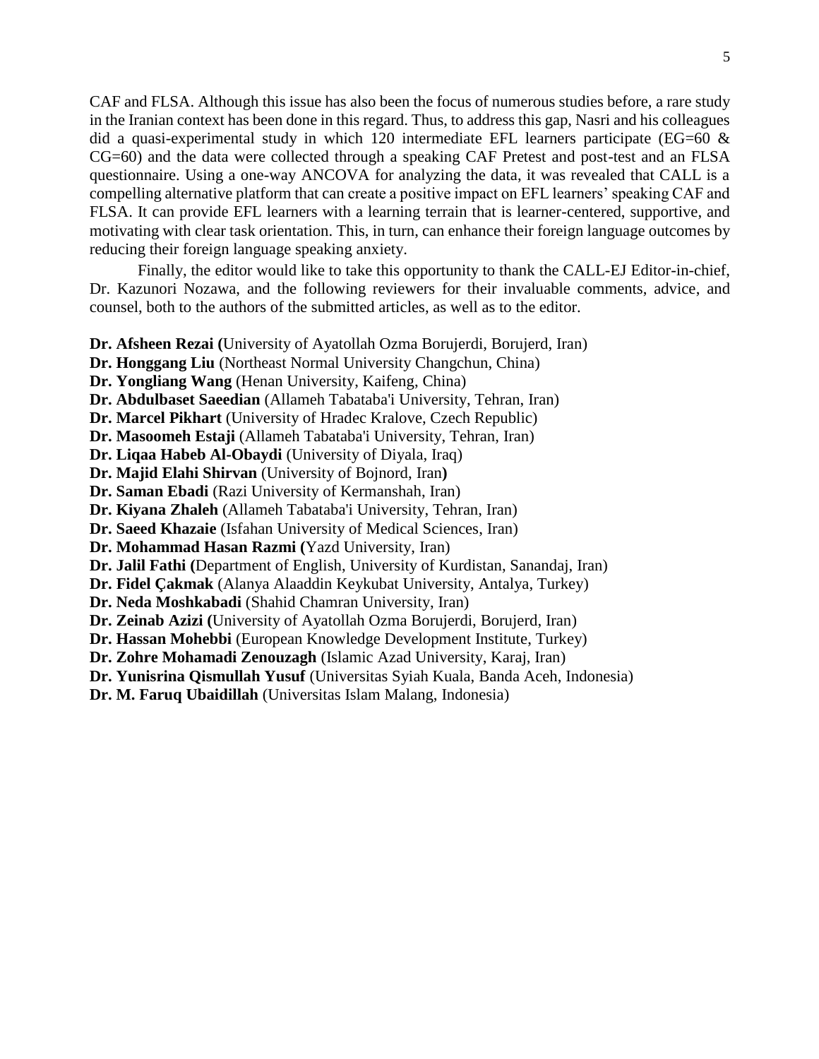CAF and FLSA. Although this issue has also been the focus of numerous studies before, a rare study in the Iranian context has been done in this regard. Thus, to address this gap, Nasri and his colleagues did a quasi-experimental study in which 120 intermediate EFL learners participate (EG=60 & CG=60) and the data were collected through a speaking CAF Pretest and post-test and an FLSA questionnaire. Using a one-way ANCOVA for analyzing the data, it was revealed that CALL is a compelling alternative platform that can create a positive impact on EFL learners' speaking CAF and FLSA. It can provide EFL learners with a learning terrain that is learner-centered, supportive, and motivating with clear task orientation. This, in turn, can enhance their foreign language outcomes by reducing their foreign language speaking anxiety.

Finally, the editor would like to take this opportunity to thank the CALL-EJ Editor-in-chief, Dr. Kazunori Nozawa, and the following reviewers for their invaluable comments, advice, and counsel, both to the authors of the submitted articles, as well as to the editor.

**Dr. Afsheen Rezai (**University of Ayatollah Ozma Borujerdi, Borujerd, Iran)
**Dr. Honggang Liu** (Northeast Normal University Changchun, China)
**Dr. Yongliang Wang** (Henan University, Kaifeng, China)
**Dr. Abdulbaset Saeedian** (Allameh Tabataba'i University, Tehran, Iran)
**Dr. Marcel Pikhart** (University of Hradec Kralove, Czech Republic)
**Dr. Masoomeh Estaji** (Allameh Tabataba'i University, Tehran, Iran)
**Dr. Liqaa Habeb Al-Obaydi** (University of Diyala, Iraq)
**Dr. Majid Elahi Shirvan** (University of Bojnord, Iran**)**
**Dr. Saman Ebadi** (Razi University of Kermanshah, Iran)
**Dr. Kiyana Zhaleh** (Allameh Tabataba'i University, Tehran, Iran)
**Dr. Saeed Khazaie** (Isfahan University of Medical Sciences, Iran)
**Dr. Mohammad Hasan Razmi (**Yazd University, Iran)
**Dr. Jalil Fathi (**Department of English, University of Kurdistan, Sanandaj, Iran)
**Dr. Fidel Çakmak** (Alanya Alaaddin Keykubat University, Antalya, Turkey)
**Dr. Neda Moshkabadi** (Shahid Chamran University, Iran)
**Dr. Zeinab Azizi (**University of Ayatollah Ozma Borujerdi, Borujerd, Iran)
**Dr. Hassan Mohebbi** (European Knowledge Development Institute, Turkey)
**Dr. Zohre Mohamadi Zenouzagh** (Islamic Azad University, Karaj, Iran)
**Dr. Yunisrina Qismullah Yusuf** (Universitas Syiah Kuala, Banda Aceh, Indonesia)
**Dr. M. Faruq Ubaidillah** (Universitas Islam Malang, Indonesia)